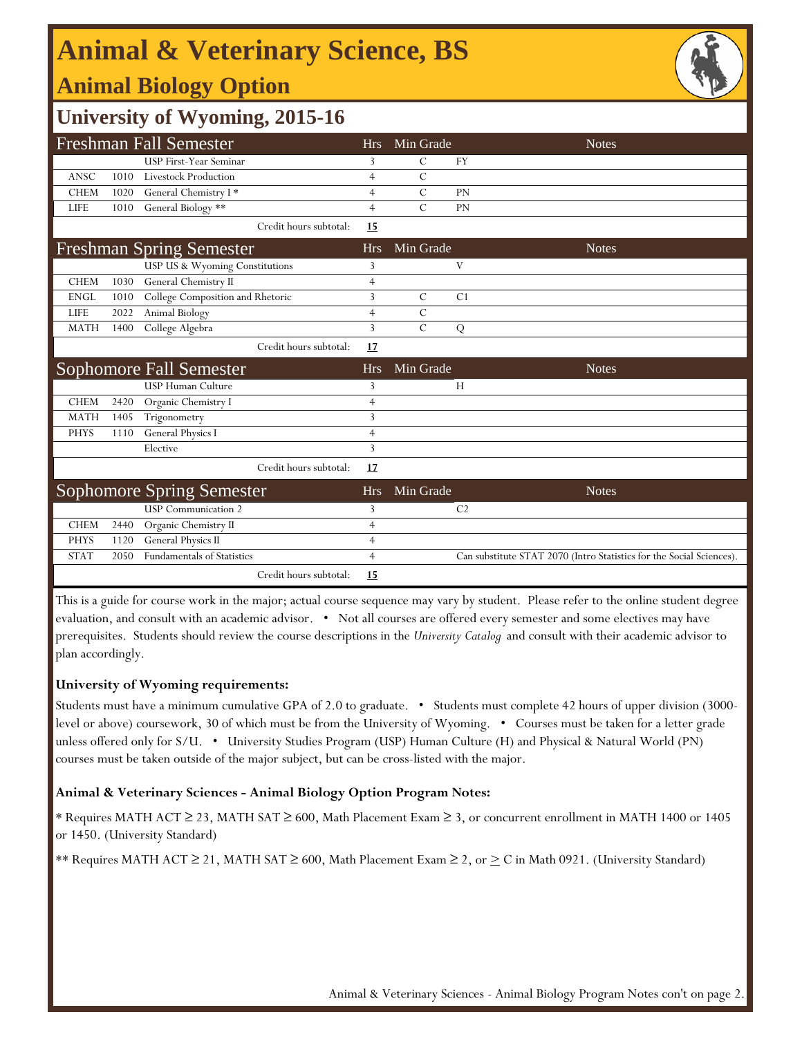# Animal & Veterinary Science, BS

## Animal Biology Option

## University of Wyoming, 2015-16

| Freshman Fall Semester | | | Hrs | Min Grade | Notes |
|---|---|---|---|---|---|
| | | USP First-Year Seminar | 3 | C | FY |
| ANSC | 1010 | Livestock Production | 4 | C | |
| CHEM | 1020 | General Chemistry I * | 4 | C | PN |
| LIFE | 1010 | General Biology ** | 4 | C | PN |
| | | Credit hours subtotal: | **15** | | |

| Freshman Spring Semester | | | Hrs | Min Grade | Notes |
|---|---|---|---|---|---|
| | | USP US & Wyoming Constitutions | 3 | | V |
| CHEM | 1030 | General Chemistry II | 4 | | |
| ENGL | 1010 | College Composition and Rhetoric | 3 | C | C1 |
| LIFE | 2022 | Animal Biology | 4 | C | |
| MATH | 1400 | College Algebra | 3 | C | Q |
| | | Credit hours subtotal: | **17** | | |

| Sophomore Fall Semester | | | Hrs | Min Grade | Notes |
|---|---|---|---|---|---|
| | | USP Human Culture | 3 | | H |
| CHEM | 2420 | Organic Chemistry I | 4 | | |
| MATH | 1405 | Trigonometry | 3 | | |
| PHYS | 1110 | General Physics I | 4 | | |
| | | Elective | 3 | | |
| | | Credit hours subtotal: | **17** | | |

| Sophomore Spring Semester | | | Hrs | Min Grade | Notes |
|---|---|---|---|---|---|
| | | USP Communication 2 | 3 | | C2 |
| CHEM | 2440 | Organic Chemistry II | 4 | | |
| PHYS | 1120 | General Physics II | 4 | | |
| STAT | 2050 | Fundamentals of Statistics | 4 | | Can substitute STAT 2070 (Intro Statistics for the Social Sciences). |
| | | Credit hours subtotal: | **15** | | |

This is a guide for course work in the major; actual course sequence may vary by student. Please refer to the online student degree evaluation, and consult with an academic advisor. • Not all courses are offered every semester and some electives may have prerequisites. Students should review the course descriptions in the *University Catalog* and consult with their academic advisor to plan accordingly.

**University of Wyoming requirements:**

Students must have a minimum cumulative GPA of 2.0 to graduate. • Students must complete 42 hours of upper division (3000-level or above) coursework, 30 of which must be from the University of Wyoming. • Courses must be taken for a letter grade unless offered only for S/U. • University Studies Program (USP) Human Culture (H) and Physical & Natural World (PN) courses must be taken outside of the major subject, but can be cross-listed with the major.

**Animal & Veterinary Sciences - Animal Biology Option Program Notes:**

* Requires MATH ACT ≥ 23, MATH SAT ≥ 600, Math Placement Exam ≥ 3, or concurrent enrollment in MATH 1400 or 1405 or 1450. (University Standard)

** Requires MATH ACT ≥ 21, MATH SAT ≥ 600, Math Placement Exam ≥ 2, or ≥ C in Math 0921. (University Standard)

Animal & Veterinary Sciences - Animal Biology Program Notes con't on page 2.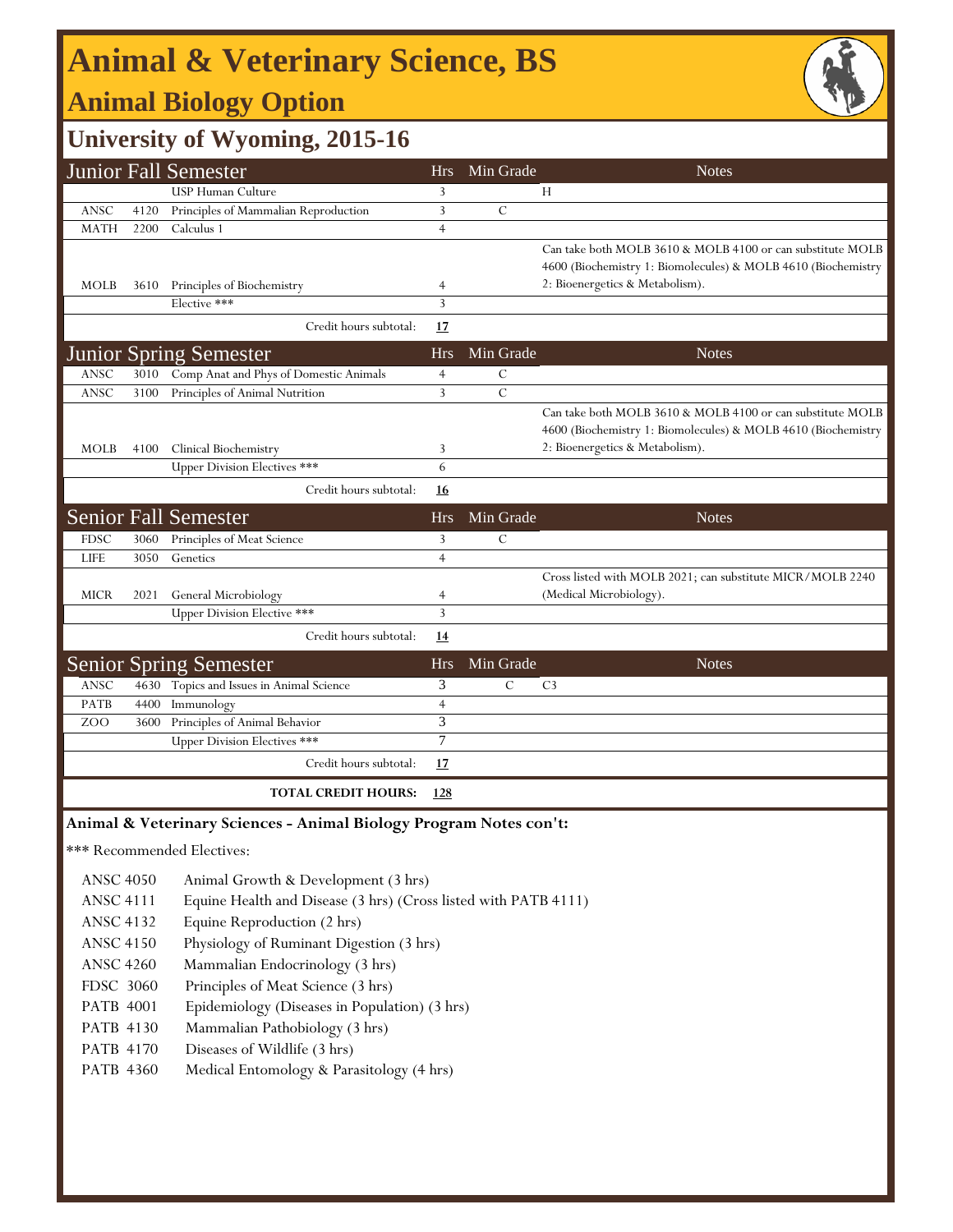# Animal & Veterinary Science, BS

## Animal Biology Option

## University of Wyoming, 2015-16

| Junior Fall Semester | | | Hrs | Min Grade | Notes |
|---|---|---|---|---|---|
| | | USP Human Culture | 3 | | H |
| ANSC | 4120 | Principles of Mammalian Reproduction | 3 | C | |
| MATH | 2200 | Calculus 1 | 4 | | |
| MOLB | 3610 | Principles of Biochemistry | 4 | | Can take both MOLB 3610 & MOLB 4100 or can substitute MOLB 4600 (Biochemistry 1: Biomolecules) & MOLB 4610 (Biochemistry 2: Bioenergetics & Metabolism). |
| | | Elective *** | 3 | | |
| | | Credit hours subtotal: | **17** | | |

| Junior Spring Semester | | | Hrs | Min Grade | Notes |
|---|---|---|---|---|---|
| ANSC | 3010 | Comp Anat and Phys of Domestic Animals | 4 | C | |
| ANSC | 3100 | Principles of Animal Nutrition | 3 | C | |
| MOLB | 4100 | Clinical Biochemistry | 3 | | Can take both MOLB 3610 & MOLB 4100 or can substitute MOLB 4600 (Biochemistry 1: Biomolecules) & MOLB 4610 (Biochemistry 2: Bioenergetics & Metabolism). |
| | | Upper Division Electives *** | 6 | | |
| | | Credit hours subtotal: | **16** | | |

| Senior Fall Semester | | | Hrs | Min Grade | Notes |
|---|---|---|---|---|---|
| FDSC | 3060 | Principles of Meat Science | 3 | C | |
| LIFE | 3050 | Genetics | 4 | | |
| MICR | 2021 | General Microbiology | 4 | | Cross listed with MOLB 2021; can substitute MICR/MOLB 2240 (Medical Microbiology). |
| | | Upper Division Elective *** | 3 | | |
| | | Credit hours subtotal: | **14** | | |

| Senior Spring Semester | | | Hrs | Min Grade | Notes |
|---|---|---|---|---|---|
| ANSC | 4630 | Topics and Issues in Animal Science | 3 | C | C3 |
| PATB | 4400 | Immunology | 4 | | |
| ZOO | 3600 | Principles of Animal Behavior | 3 | | |
| | | Upper Division Electives *** | 7 | | |
| | | Credit hours subtotal: | **17** | | |

**TOTAL CREDIT HOURS: 128**

**Animal & Veterinary Sciences - Animal Biology Program Notes con't:**

*** Recommended Electives:

| | |
|---|---|
| ANSC 4050 | Animal Growth & Development (3 hrs) |
| ANSC 4111 | Equine Health and Disease (3 hrs) (Cross listed with PATB 4111) |
| ANSC 4132 | Equine Reproduction (2 hrs) |
| ANSC 4150 | Physiology of Ruminant Digestion (3 hrs) |
| ANSC 4260 | Mammalian Endocrinology (3 hrs) |
| FDSC 3060 | Principles of Meat Science (3 hrs) |
| PATB 4001 | Epidemiology (Diseases in Population) (3 hrs) |
| PATB 4130 | Mammalian Pathobiology (3 hrs) |
| PATB 4170 | Diseases of Wildlife (3 hrs) |
| PATB 4360 | Medical Entomology & Parasitology (4 hrs) |